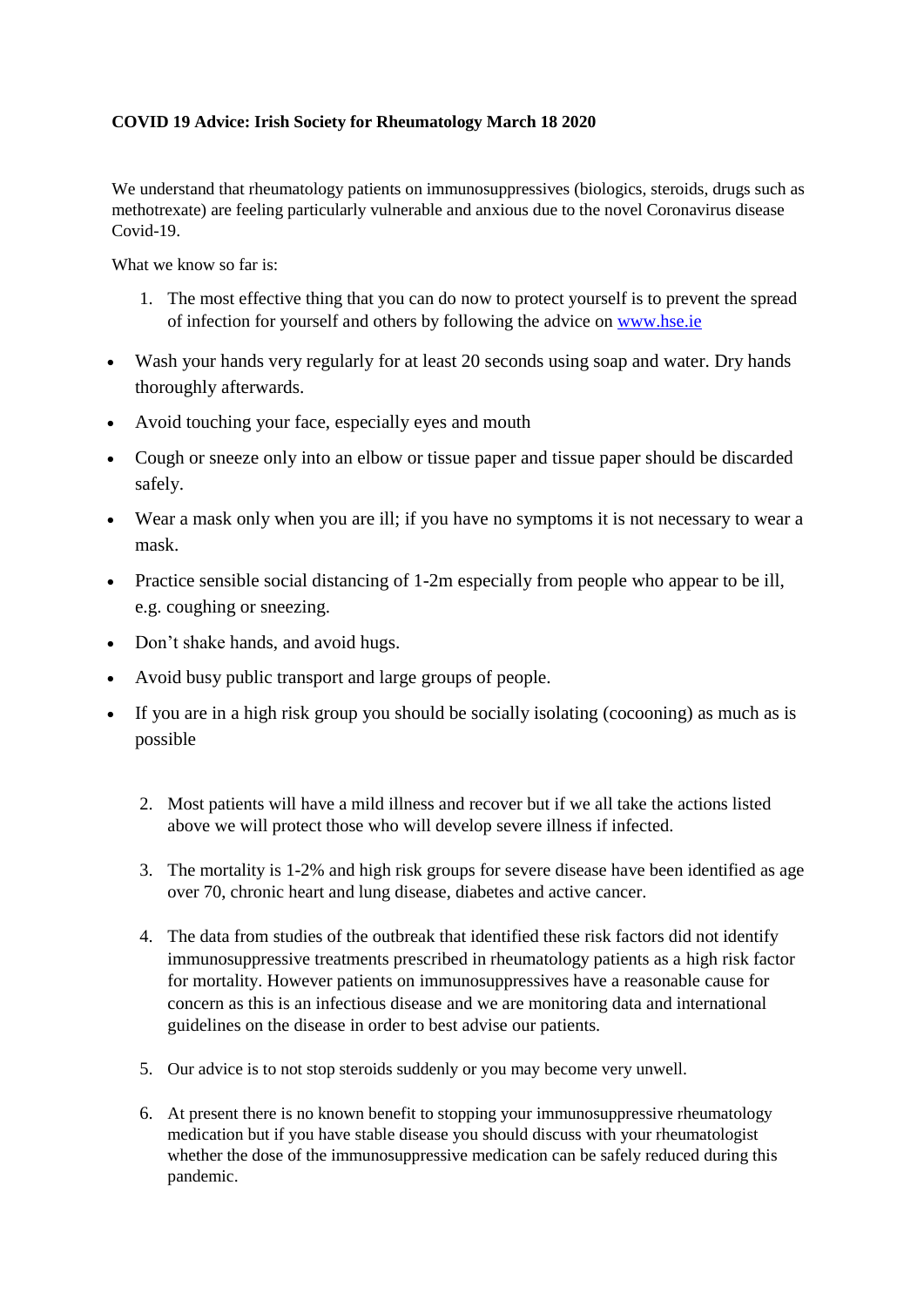**COVID 19 Advice: Irish Society for Rheumatology March 18 2020**

We understand that rheumatology patients on immunosuppressives (biologics, steroids, drugs such as methotrexate) are feeling particularly vulnerable and anxious due to the novel Coronavirus disease Covid-19.

What we know so far is:

1. The most effective thing that you can do now to protect yourself is to prevent the spread of infection for yourself and others by following the advice on [www.hse.ie](http://www.hse.ie)

- Wash your hands very regularly for at least 20 seconds using soap and water. Dry hands thoroughly afterwards.
- Avoid touching your face, especially eyes and mouth
- Cough or sneeze only into an elbow or tissue paper and tissue paper should be discarded safely.
- Wear a mask only when you are ill; if you have no symptoms it is not necessary to wear a mask.
- Practice sensible social distancing of 1-2m especially from people who appear to be ill, e.g. coughing or sneezing.
- Don't shake hands, and avoid hugs.
- Avoid busy public transport and large groups of people.
- If you are in a high risk group you should be socially isolating (cocooning) as much as is possible

2. Most patients will have a mild illness and recover but if we all take the actions listed above we will protect those who will develop severe illness if infected.

3. The mortality is 1-2% and high risk groups for severe disease have been identified as age over 70, chronic heart and lung disease, diabetes and active cancer.

4. The data from studies of the outbreak that identified these risk factors did not identify immunosuppressive treatments prescribed in rheumatology patients as a high risk factor for mortality. However patients on immunosuppressives have a reasonable cause for concern as this is an infectious disease and we are monitoring data and international guidelines on the disease in order to best advise our patients.

5. Our advice is to not stop steroids suddenly or you may become very unwell.

6. At present there is no known benefit to stopping your immunosuppressive rheumatology medication but if you have stable disease you should discuss with your rheumatologist whether the dose of the immunosuppressive medication can be safely reduced during this pandemic.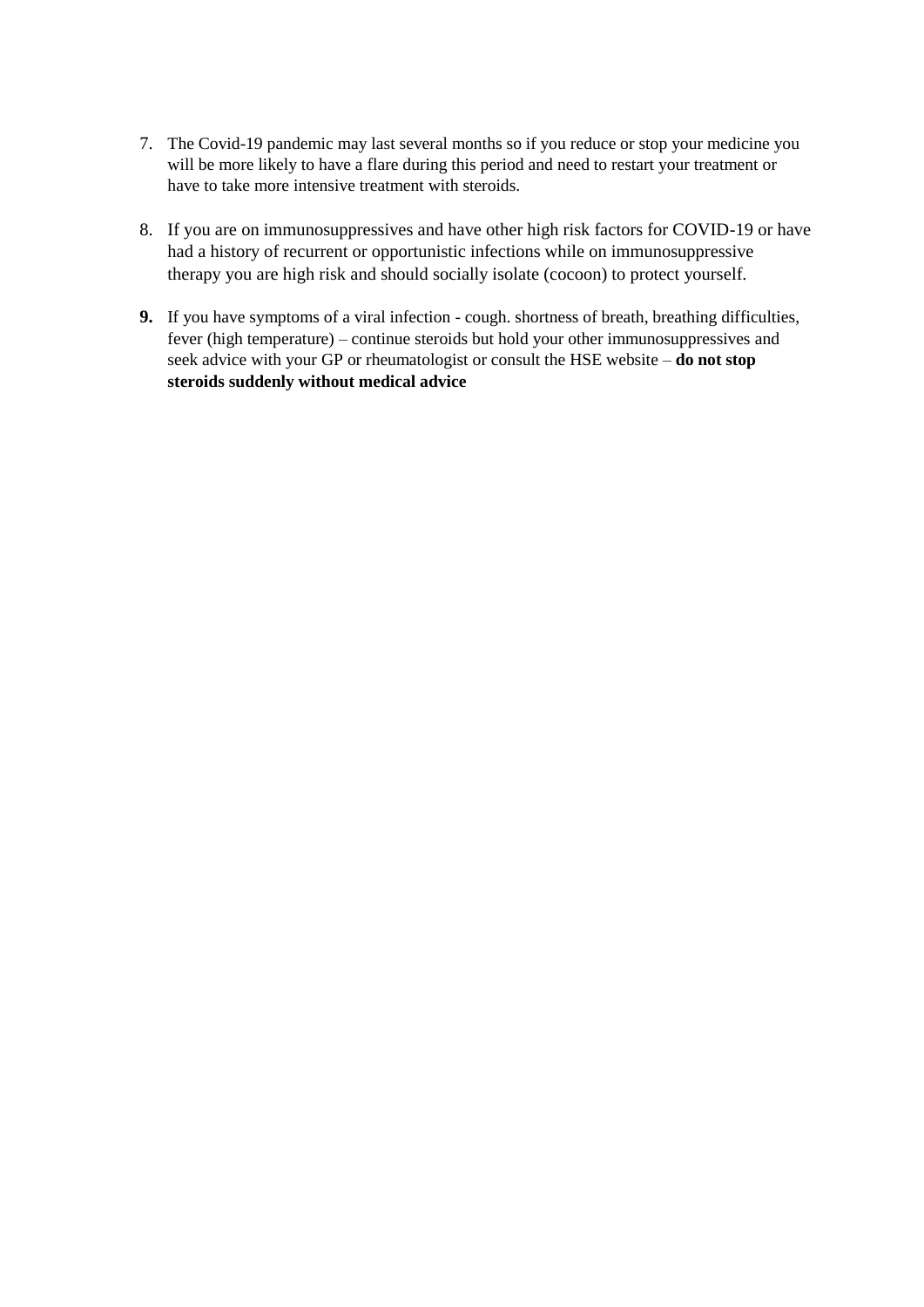7. The Covid-19 pandemic may last several months so if you reduce or stop your medicine you will be more likely to have a flare during this period and need to restart your treatment or have to take more intensive treatment with steroids.

8. If you are on immunosuppressives and have other high risk factors for COVID-19 or have had a history of recurrent or opportunistic infections while on immunosuppressive therapy you are high risk and should socially isolate (cocoon) to protect yourself.

9. If you have symptoms of a viral infection - cough. shortness of breath, breathing difficulties, fever (high temperature) – continue steroids but hold your other immunosuppressives and seek advice with your GP or rheumatologist or consult the HSE website – **do not stop steroids suddenly without medical advice**